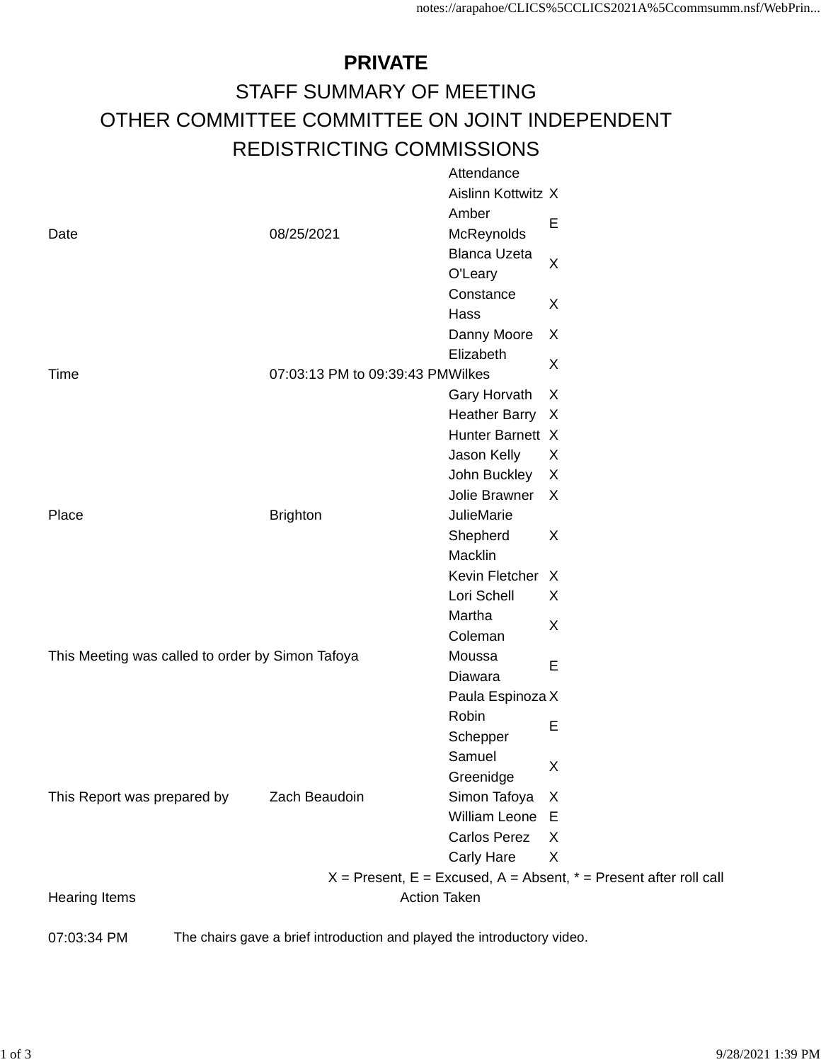# PRIVATE

## STAFF SUMMARY OF MEETING

## OTHER COMMITTEE COMMITTEE ON JOINT INDEPENDENT REDISTRICTING COMMISSIONS

| | | Attendance | |
|---|---|---|---|
| | | Aislinn Kottwitz | X |
| Date | 08/25/2021 | Amber McReynolds | E |
| | | Blanca Uzeta O'Leary | X |
| | | Constance Hass | X |
| | | Danny Moore | X |
| Time | 07:03:13 PM to 09:39:43 PM | Elizabeth Wilkes | X |
| | | Gary Horvath | X |
| | | Heather Barry | X |
| | | Hunter Barnett | X |
| | | Jason Kelly | X |
| | | John Buckley | X |
| | | Jolie Brawner | X |
| Place | Brighton | JulieMarie Shepherd Macklin | X |
| | | Kevin Fletcher | X |
| | | Lori Schell | X |
| | | Martha Coleman | X |
| This Meeting was called to order by | Simon Tafoya | Moussa Diawara | E |
| | | Paula Espinoza | X |
| | | Robin Schepper | E |
| | | Samuel Greenidge | X |
| This Report was prepared by | Zach Beaudoin | Simon Tafoya | X |
| | | William Leone | E |
| | | Carlos Perez | X |
| | | Carly Hare | X |

X = Present, E = Excused, A = Absent, * = Present after roll call

| Hearing Items | Action Taken |
|---|---|
| 07:03:34 PM | The chairs gave a brief introduction and played the introductory video. |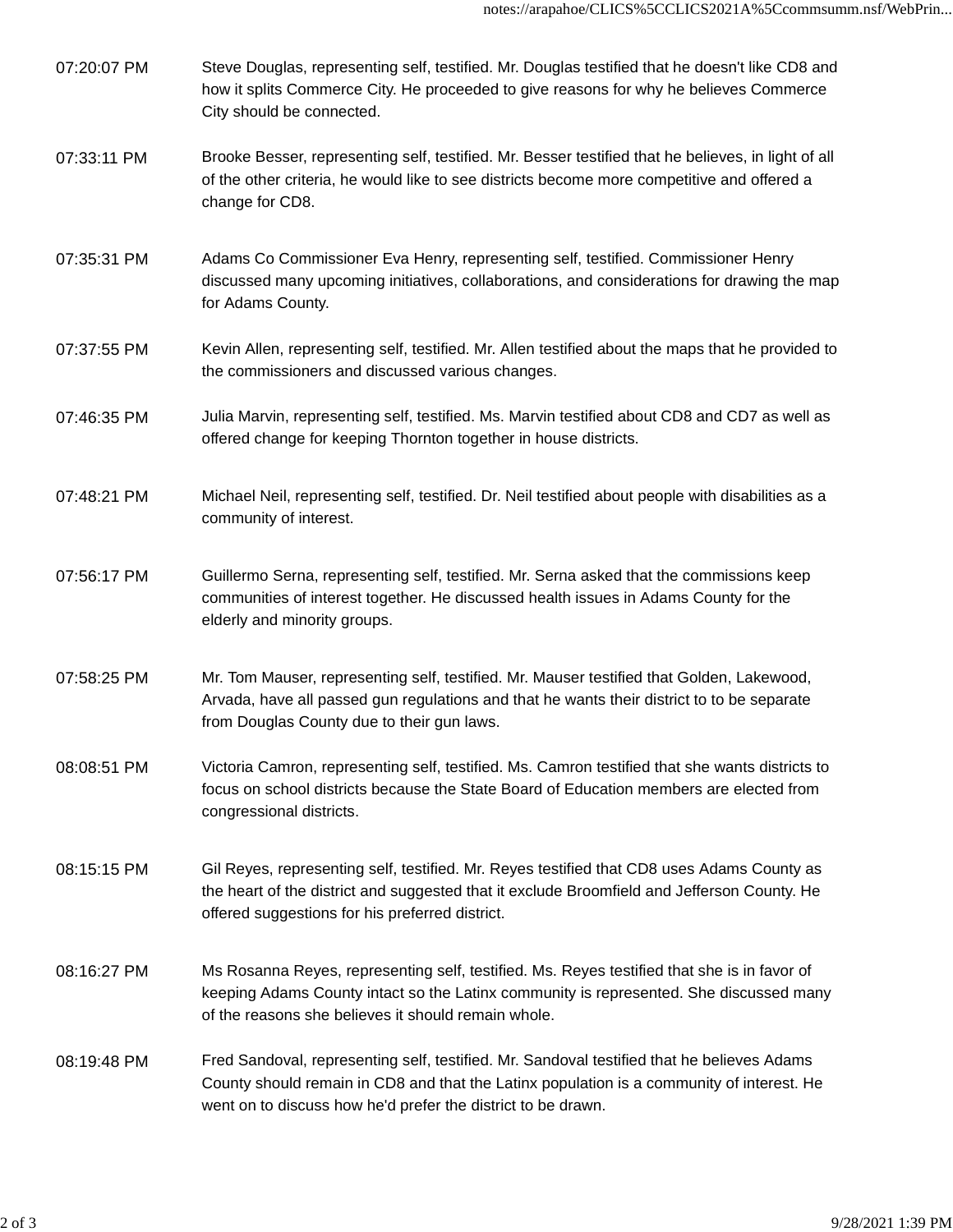| | |
|---|---|
| 07:20:07 PM | Steve Douglas, representing self, testified. Mr. Douglas testified that he doesn't like CD8 and how it splits Commerce City. He proceeded to give reasons for why he believes Commerce City should be connected. |
| 07:33:11 PM | Brooke Besser, representing self, testified. Mr. Besser testified that he believes, in light of all of the other criteria, he would like to see districts become more competitive and offered a change for CD8. |
| 07:35:31 PM | Adams Co Commissioner Eva Henry, representing self, testified. Commissioner Henry discussed many upcoming initiatives, collaborations, and considerations for drawing the map for Adams County. |
| 07:37:55 PM | Kevin Allen, representing self, testified. Mr. Allen testified about the maps that he provided to the commissioners and discussed various changes. |
| 07:46:35 PM | Julia Marvin, representing self, testified. Ms. Marvin testified about CD8 and CD7 as well as offered change for keeping Thornton together in house districts. |
| 07:48:21 PM | Michael Neil, representing self, testified. Dr. Neil testified about people with disabilities as a community of interest. |
| 07:56:17 PM | Guillermo Serna, representing self, testified. Mr. Serna asked that the commissions keep communities of interest together. He discussed health issues in Adams County for the elderly and minority groups. |
| 07:58:25 PM | Mr. Tom Mauser, representing self, testified. Mr. Mauser testified that Golden, Lakewood, Arvada, have all passed gun regulations and that he wants their district to to be separate from Douglas County due to their gun laws. |
| 08:08:51 PM | Victoria Camron, representing self, testified. Ms. Camron testified that she wants districts to focus on school districts because the State Board of Education members are elected from congressional districts. |
| 08:15:15 PM | Gil Reyes, representing self, testified. Mr. Reyes testified that CD8 uses Adams County as the heart of the district and suggested that it exclude Broomfield and Jefferson County. He offered suggestions for his preferred district. |
| 08:16:27 PM | Ms Rosanna Reyes, representing self, testified. Ms. Reyes testified that she is in favor of keeping Adams County intact so the Latinx community is represented. She discussed many of the reasons she believes it should remain whole. |
| 08:19:48 PM | Fred Sandoval, representing self, testified. Mr. Sandoval testified that he believes Adams County should remain in CD8 and that the Latinx population is a community of interest. He went on to discuss how he'd prefer the district to be drawn. |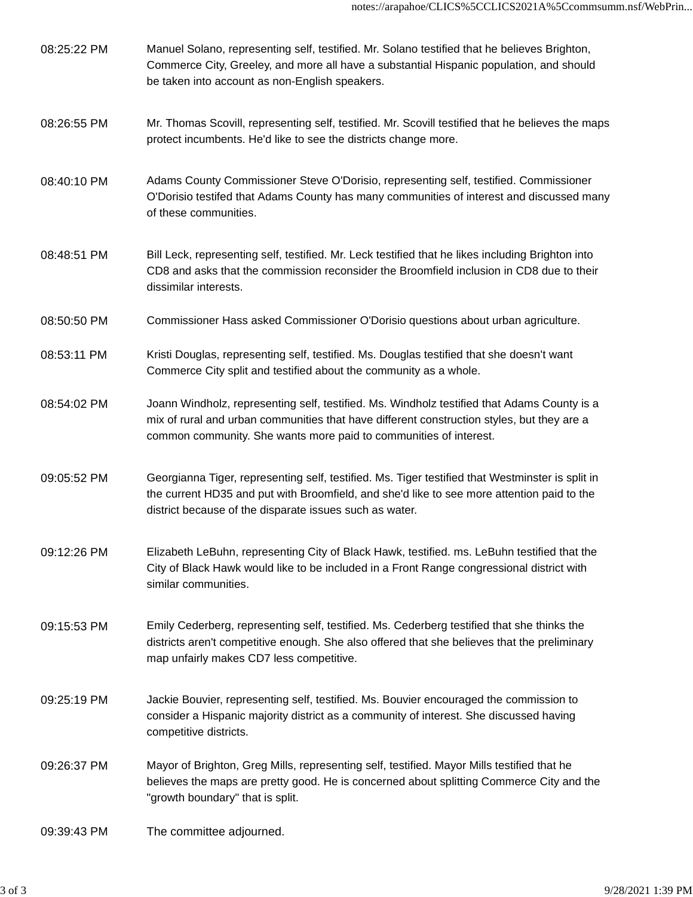| | |
|---|---|
| 08:25:22 PM | Manuel Solano, representing self, testified. Mr. Solano testified that he believes Brighton, Commerce City, Greeley, and more all have a substantial Hispanic population, and should be taken into account as non-English speakers. |
| 08:26:55 PM | Mr. Thomas Scovill, representing self, testified. Mr. Scovill testified that he believes the maps protect incumbents. He'd like to see the districts change more. |
| 08:40:10 PM | Adams County Commissioner Steve O'Dorisio, representing self, testified. Commissioner O'Dorisio testifed that Adams County has many communities of interest and discussed many of these communities. |
| 08:48:51 PM | Bill Leck, representing self, testified. Mr. Leck testified that he likes including Brighton into CD8 and asks that the commission reconsider the Broomfield inclusion in CD8 due to their dissimilar interests. |
| 08:50:50 PM | Commissioner Hass asked Commissioner O'Dorisio questions about urban agriculture. |
| 08:53:11 PM | Kristi Douglas, representing self, testified. Ms. Douglas testified that she doesn't want Commerce City split and testified about the community as a whole. |
| 08:54:02 PM | Joann Windholz, representing self, testified. Ms. Windholz testified that Adams County is a mix of rural and urban communities that have different construction styles, but they are a common community. She wants more paid to communities of interest. |
| 09:05:52 PM | Georgianna Tiger, representing self, testified. Ms. Tiger testified that Westminster is split in the current HD35 and put with Broomfield, and she'd like to see more attention paid to the district because of the disparate issues such as water. |
| 09:12:26 PM | Elizabeth LeBuhn, representing City of Black Hawk, testified. ms. LeBuhn testified that the City of Black Hawk would like to be included in a Front Range congressional district with similar communities. |
| 09:15:53 PM | Emily Cederberg, representing self, testified. Ms. Cederberg testified that she thinks the districts aren't competitive enough. She also offered that she believes that the preliminary map unfairly makes CD7 less competitive. |
| 09:25:19 PM | Jackie Bouvier, representing self, testified. Ms. Bouvier encouraged the commission to consider a Hispanic majority district as a community of interest. She discussed having competitive districts. |
| 09:26:37 PM | Mayor of Brighton, Greg Mills, representing self, testified. Mayor Mills testified that he believes the maps are pretty good. He is concerned about splitting Commerce City and the "growth boundary" that is split. |
| 09:39:43 PM | The committee adjourned. |